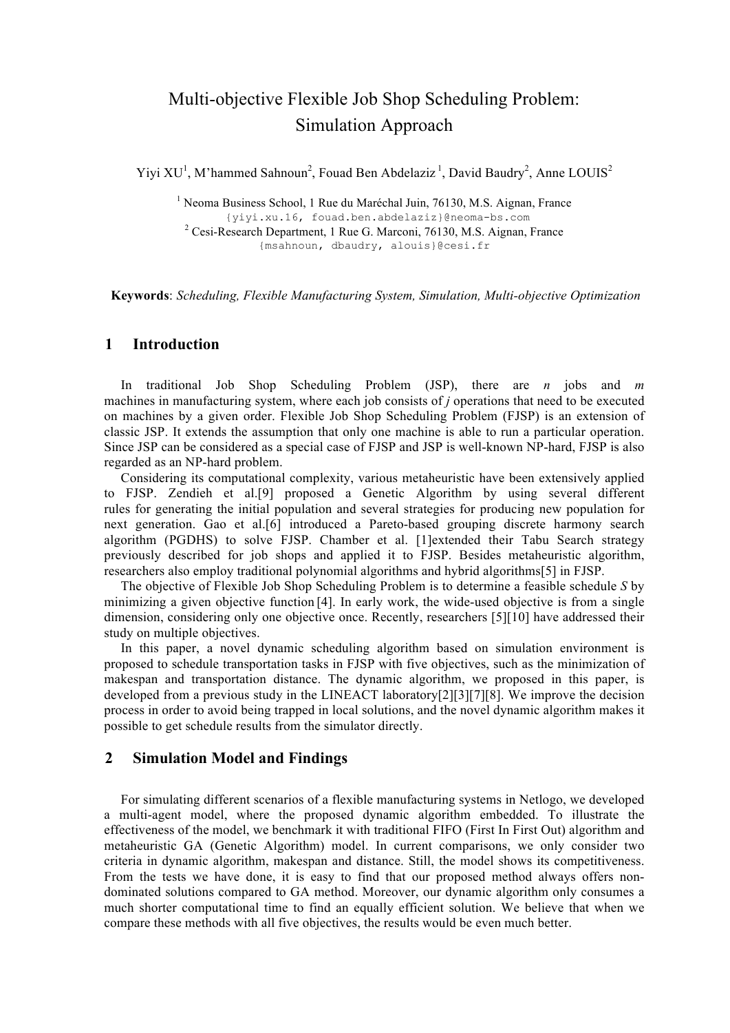# Multi-objective Flexible Job Shop Scheduling Problem: Simulation Approach

Yiyi XU[1], M'hammed Sahnoun[2], Fouad Ben Abdelaziz [1], David Baudry[2], Anne LOUIS[2]

[1] Neoma Business School, 1 Rue du Maréchal Juin, 76130, M.S. Aignan, France
{yiyi.xu.16, fouad.ben.abdelaziz}@neoma-bs.com
[2] Cesi-Research Department, 1 Rue G. Marconi, 76130, M.S. Aignan, France
{msahnoun, dbaudry, alouis}@cesi.fr

**Keywords**: *Scheduling, Flexible Manufacturing System, Simulation, Multi-objective Optimization*

## 1 Introduction

In traditional Job Shop Scheduling Problem (JSP), there are *n* jobs and *m* machines in manufacturing system, where each job consists of *j* operations that need to be executed on machines by a given order. Flexible Job Shop Scheduling Problem (FJSP) is an extension of classic JSP. It extends the assumption that only one machine is able to run a particular operation. Since JSP can be considered as a special case of FJSP and JSP is well-known NP-hard, FJSP is also regarded as an NP-hard problem.

Considering its computational complexity, various metaheuristic have been extensively applied to FJSP. Zendieh et al.[9] proposed a Genetic Algorithm by using several different rules for generating the initial population and several strategies for producing new population for next generation. Gao et al.[6] introduced a Pareto-based grouping discrete harmony search algorithm (PGDHS) to solve FJSP. Chamber et al. [1]extended their Tabu Search strategy previously described for job shops and applied it to FJSP. Besides metaheuristic algorithm, researchers also employ traditional polynomial algorithms and hybrid algorithms[5] in FJSP.

The objective of Flexible Job Shop Scheduling Problem is to determine a feasible schedule *S* by minimizing a given objective function [4]. In early work, the wide-used objective is from a single dimension, considering only one objective once. Recently, researchers [5][10] have addressed their study on multiple objectives.

In this paper, a novel dynamic scheduling algorithm based on simulation environment is proposed to schedule transportation tasks in FJSP with five objectives, such as the minimization of makespan and transportation distance. The dynamic algorithm, we proposed in this paper, is developed from a previous study in the LINEACT laboratory[2][3][7][8]. We improve the decision process in order to avoid being trapped in local solutions, and the novel dynamic algorithm makes it possible to get schedule results from the simulator directly.

## 2 Simulation Model and Findings

For simulating different scenarios of a flexible manufacturing systems in Netlogo, we developed a multi-agent model, where the proposed dynamic algorithm embedded. To illustrate the effectiveness of the model, we benchmark it with traditional FIFO (First In First Out) algorithm and metaheuristic GA (Genetic Algorithm) model. In current comparisons, we only consider two criteria in dynamic algorithm, makespan and distance. Still, the model shows its competitiveness. From the tests we have done, it is easy to find that our proposed method always offers non-dominated solutions compared to GA method. Moreover, our dynamic algorithm only consumes a much shorter computational time to find an equally efficient solution. We believe that when we compare these methods with all five objectives, the results would be even much better.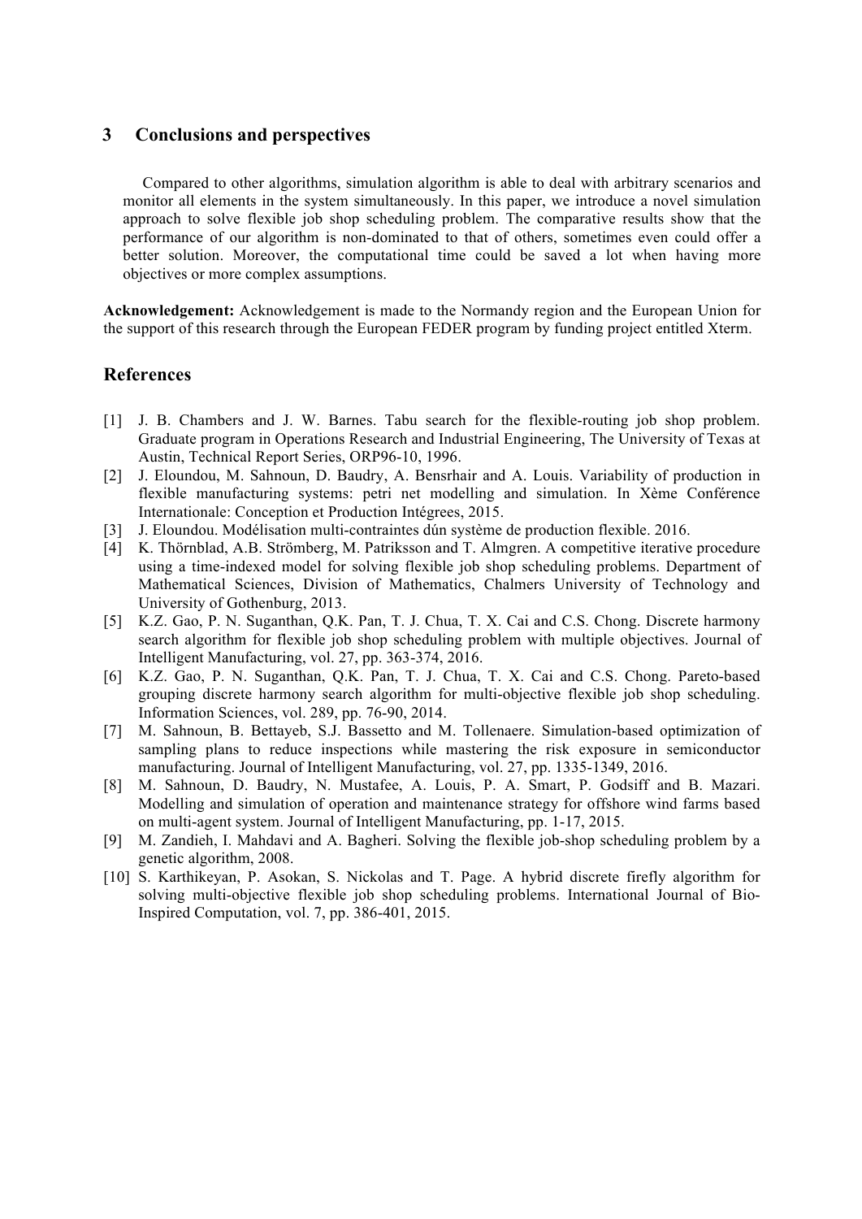## 3 Conclusions and perspectives

Compared to other algorithms, simulation algorithm is able to deal with arbitrary scenarios and monitor all elements in the system simultaneously. In this paper, we introduce a novel simulation approach to solve flexible job shop scheduling problem. The comparative results show that the performance of our algorithm is non-dominated to that of others, sometimes even could offer a better solution. Moreover, the computational time could be saved a lot when having more objectives or more complex assumptions.

**Acknowledgement:** Acknowledgement is made to the Normandy region and the European Union for the support of this research through the European FEDER program by funding project entitled Xterm.

## References

[1] J. B. Chambers and J. W. Barnes. Tabu search for the flexible-routing job shop problem. Graduate program in Operations Research and Industrial Engineering, The University of Texas at Austin, Technical Report Series, ORP96-10, 1996.

[2] J. Eloundou, M. Sahnoun, D. Baudry, A. Bensrhair and A. Louis. Variability of production in flexible manufacturing systems: petri net modelling and simulation. In Xème Conférence Internationale: Conception et Production Intégrees, 2015.

[3] J. Eloundou. Modélisation multi-contraintes dún système de production flexible. 2016.

[4] K. Thörnblad, A.B. Strömberg, M. Patriksson and T. Almgren. A competitive iterative procedure using a time-indexed model for solving flexible job shop scheduling problems. Department of Mathematical Sciences, Division of Mathematics, Chalmers University of Technology and University of Gothenburg, 2013.

[5] K.Z. Gao, P. N. Suganthan, Q.K. Pan, T. J. Chua, T. X. Cai and C.S. Chong. Discrete harmony search algorithm for flexible job shop scheduling problem with multiple objectives. Journal of Intelligent Manufacturing, vol. 27, pp. 363-374, 2016.

[6] K.Z. Gao, P. N. Suganthan, Q.K. Pan, T. J. Chua, T. X. Cai and C.S. Chong. Pareto-based grouping discrete harmony search algorithm for multi-objective flexible job shop scheduling. Information Sciences, vol. 289, pp. 76-90, 2014.

[7] M. Sahnoun, B. Bettayeb, S.J. Bassetto and M. Tollenaere. Simulation-based optimization of sampling plans to reduce inspections while mastering the risk exposure in semiconductor manufacturing. Journal of Intelligent Manufacturing, vol. 27, pp. 1335-1349, 2016.

[8] M. Sahnoun, D. Baudry, N. Mustafee, A. Louis, P. A. Smart, P. Godsiff and B. Mazari. Modelling and simulation of operation and maintenance strategy for offshore wind farms based on multi-agent system. Journal of Intelligent Manufacturing, pp. 1-17, 2015.

[9] M. Zandieh, I. Mahdavi and A. Bagheri. Solving the flexible job-shop scheduling problem by a genetic algorithm, 2008.

[10] S. Karthikeyan, P. Asokan, S. Nickolas and T. Page. A hybrid discrete firefly algorithm for solving multi-objective flexible job shop scheduling problems. International Journal of Bio-Inspired Computation, vol. 7, pp. 386-401, 2015.